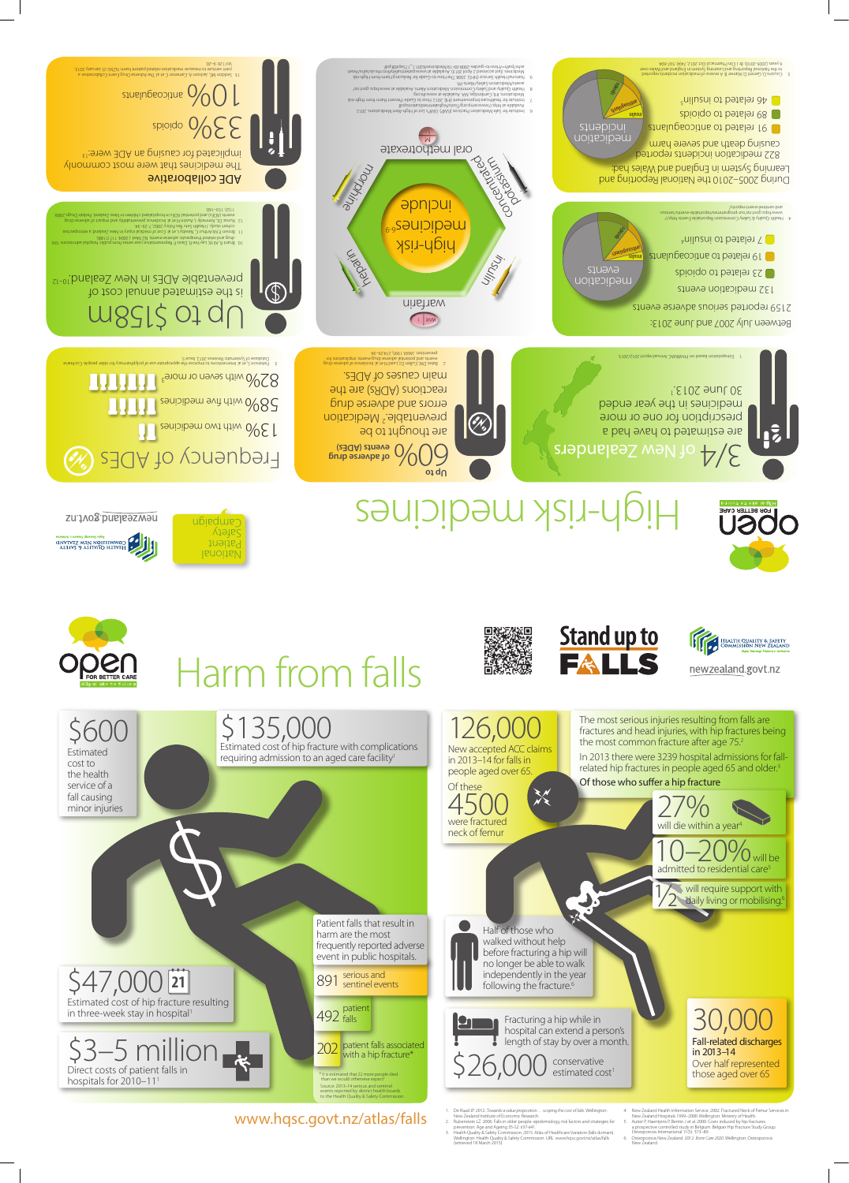# High-risk medicines

open FOR BETTER CARE

National Patient Safety Campaign

newzealand.govt.nz

## 3/4 of New Zealanders

are estimated to have had a prescription for one or more medicines in the year ended 30 June 2013.[1]

1. Extrapolation based on PHARMAC Annual report 2012/2013.

## Up to 60% of adverse drug events (ADEs)

are thought to be preventable.[2] Medication errors and adverse drug reactions (ADRs) are the main causes of ADEs.

## Frequency of ADEs

13% with own medicines

58% with five medicines

82% with seven or more[3]

## Between July 2007 and June 2013:

2159 reported serious adverse events

132 medication events

- 23 related to opioids
- 19 related to anticoagulants
- 7 related to insulin

## During 2005–2010 the National Reporting and Learning System in England and Wales had:

822 medication incidents reported causing death severe harm

- 19 related to anticoagulants
- 88 related to opioids
- 46 related to insulin

## high-risk medicines[6–9]

warfarin, heparin, morphine, oral methotrexate, concentrated potassium, insulin

## Up to $158m

is the estimated annual cost of preventable ADEs in New Zealand.[10–12]

## ADE collaborative

The medicines that were most commonly implicated for causing an ADE were:[13]

33% opioids

10% anticoagulants

---

# Harm from falls

open FOR BETTER CARE

Stand up to FALLS

Health Quality & Safety Commission New Zealand

newzealand.govt.nz

**$600** Estimated cost to the health service of a fall causing minor injuries

**$135,000** Estimated cost of hip fracture with complications requiring admission to an aged care facility[1]

**126,000** New accepted ACC claims in 2013–14 for falls in people aged over 65.

Of these **4500** were fractured neck of femur

The most serious injuries resulting from falls are fractures and head injuries, with hip fractures being the most common fracture after age 75.[2]

In 2013 there were 3239 hospital admissions for fall-related hip fractures in people aged 65 and older.[3]

**Of those who suffer a hip fracture**

- **27%** will die within a year[4]
- **10–20%** will be admitted to residential care[5]
- **1/2** will require support with daily living or mobilising[6]

Patient falls that result in harm are the most frequently reported adverse event in public hospitals.

- **891** serious and sentinel events
- **492** patient falls
- **202** patient falls associated with a hip fracture*

\* It is estimated that 22 more people died than we would otherwise expect

Source: 2013–14 serious and sentinel events reported by district health boards to the Health Quality & Safety Commission

**$47,000** Estimated cost of hip fracture resulting in three-week stay in hospital[1]

**$3–5 million** Direct costs of patient falls in hospitals for 2010–11[1]

Half of those who walked without help before fracturing a hip will no longer be able to walk independently in the year following the fracture.[6]

Fracturing a hip while in hospital can extend a person's length of stay by over a month.

**$26,000** conservative estimated cost[1]

**30,000** Fall-related discharges in 2013–14

Over half represented those aged over 65

www.hqsc.govt.nz/atlas/falls

1. De Raad JP. 2012. Towards a value proposition … scoping the cost of falls. Wellington: New Zealand Institute of Economic Research.
2. Rubenstein LZ. 2006. Falls in older people: epidemiology, risk factors and strategies for prevention. Age and Ageing 35-S2: ii37-ii41.
3. Health Quality & Safety Commission. 2015. Atlas of Healthcare Variation (falls domain). Wellington: Health Quality & Safety Commission. URL: www.hqsc.govt.nz/atlas/falls (retrieved 18 March 2015).
4. New Zealand Health Information Service. 2002. Fractured Neck of Femur Services in New Zealand Hospitals 1999–2000. Wellington: Ministry of Health.
5. Autier P, Haentjens P, Bentin J et al. 2000. Costs induced by hip fractures: a prospective controlled study in Belgium. Belgian Hip Fracture Study Group. Osteoporosis International 11(5): 373–80.
6. Osteoporosis New Zealand. 2012. Bone Care 2020. Wellington: Osteoporosis New Zealand.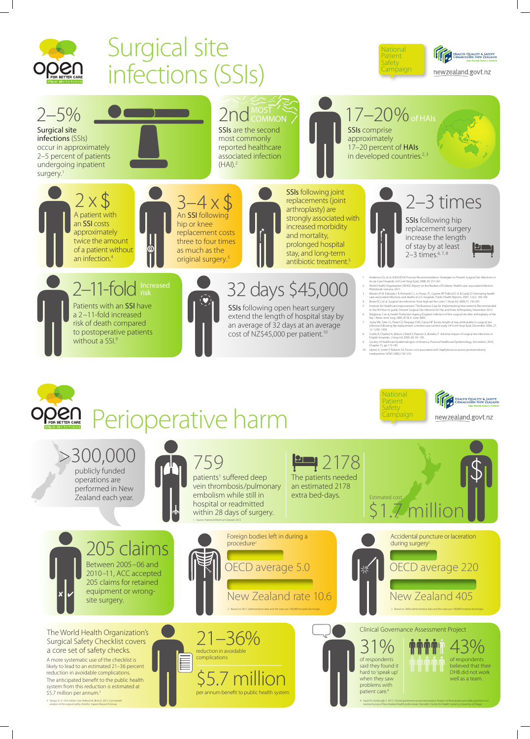# Surgical site infections (SSIs)

National Patient Safety Campaign

Health Quality & Safety Commission New Zealand

newzealand.govt.nz

**2–5%**

**Surgical site infections** (SSIs) occur in approximately 2–5 percent of patients undergoing inpatient surgery.[1]

**2nd** MOST COMMON

SSIs are the second most commonly reported healthcare associated infection (HAI).[2]

**17–20%** of HAIs

SSIs comprise approximately 17–20 percent of **HAIs** in developed countries.[2, 3]

**2 x $**

A patient with an **SSI** costs approximately twice the amount of a patient without an infection.[4]

**3–4 x $**

An **SSI** following hip or knee replacement costs three to four times as much as the original surgery.[5]

SSIs following joint replacements (joint arthroplasty) are strongly associated with increased morbidity and mortality, prolonged hospital stay, and long-term antibiotic treatment.[5]

**2–3 times**

**SSIs** following hip replacement surgery increase the length of stay by at least 2–3 times.[6, 7, 8]

**2–11-fold** Increased risk

Patients with an **SSI** have a 2–11-fold increased risk of death compared to postoperative patients without a SSI.[9]

**32 days $45,000**

**SSIs** following open heart surgery extend the length of hospital stay by an average of 32 days at an average cost of NZ$45,000 per patient.[10]

1. Anderson DJ, et al. SHEA/IDSA Practice Recommendation: Strategies to Prevent Surgical Site Infections in Acute Care Hospitals. Inf Cont Hosp Epid. 2008; 29: S51-S61.
2. World Health Organization (WHO). Report on the Burden of Endemic Health care-associated Infection Worldwide. Geneva. 2011.
3. Klevens R M, Edwards J R, Richards C L Jr, Horan TC, Gaynes RP, Pollock D A, & Cardo D. Estimating health care-associated infections and deaths in U.S. hospitals. Public Health Reports. 2007; 122,2: 160-166
4. Broex ECJ et al. Surgical site infections: How high are the costs? J Hosp Inf, 2009;72: 193-201.
5. Institute for Healthcare Improvement. The Business Case for Implementing Interventions Recommended in the IHI How-to guide: Prevent Surgical Site Infection for Hip and Knee Arthroplasty. November 2012.
6. Ridgeway S et al, Health Protection Agency England. Infection of the surgical site after arthroplasty of the hip. J Bone Joint Surg. 2005; 87-B, 6: June 2005
7. Jodra VM, Soler LS, Perez CD, Requejo CMS, Farras NP. Excess length of stay attributable to surgical site infection following hip replacement: a nested case control study. Inf Cont Hosp Epid. December 2006; 27, 12: 1299–1303.
8. Coello R, Charlett A, Wilson J, Ward V, Pearson A, Borriello, P. Adverse impact of surgical site infections in English hospitals. J Hosp Inf. 2005; 60: 93–103.
9. Society of Healthcare Epidemiologists of America, Practical Healthcare Epidemiology, 3rd edition, 2010, Chapter 15, pp.173-185.
10. Upton A, Smith P, Roberts SA. Excess cost associated with Staphylococcus aureus poststernotomy mediastinitis. NZMJ 2005;118:1210.

# Perioperative harm

National Patient Safety Campaign

Health Quality & Safety Commission New Zealand

newzealand.govt.nz

**>300,000**

publicly funded operations are performed in New Zealand each year.

**759**

patients[1] suffered deep vein thrombosis/pulmonary embolism while still in hospital or readmitted within 28 days of surgery.

1 Source: National Minimum Dataset 2012

**2178**

The patients needed an estimated 2178 extra bed-days.

Estimated cost **$1.7 million**

**205 claims**

Between 2005–06 and 2010–11, ACC accepted 205 claims for retained equipment or wrong-site surgery.

Foreign bodies left in during a procedure[2]

OECD average 5.0

New Zealand rate 10.6

2 Based on 2011 administrative data and the rates per 100,000 hospital discharges.

Accidental puncture or laceration during surgery[2]

OECD average 220

New Zealand 405

2 Based on 2009 administrative data and the rates per 100,000 hospital discharges.

The World Health Organization's Surgical Safety Checklist covers a core set of safety checks.

A more systematic use of the checklist is likely to lead to an estimated 21–36 percent reduction in avoidable complications.

The anticipated benefit to the public health system from this reduction is estimated at $5.7 million per annum.[3]

3 Range $1.3–14.5 million. See Hefford M, Blick G. 2012. Cost benefit analysis of the surgical safety checklist. Sapere Research Group.

**21–36%**

reduction in avoidable complications

**$5.7 million**

per annum benefit to public health system

Clinical Governance Assessment Project

**31%** of respondents said they found it hard to 'speak up' when they saw problems with patient care.[4]

**43%** of respondents believed that their DHB did not work well as a team.

4 Gauld R, Horsburgh S. 2012. Clinical governance assessment project: Analysis of three quality and safety questions in a national survey of New Zealand health professionals. Dunedin: Centre for Health Systems, University of Otago.